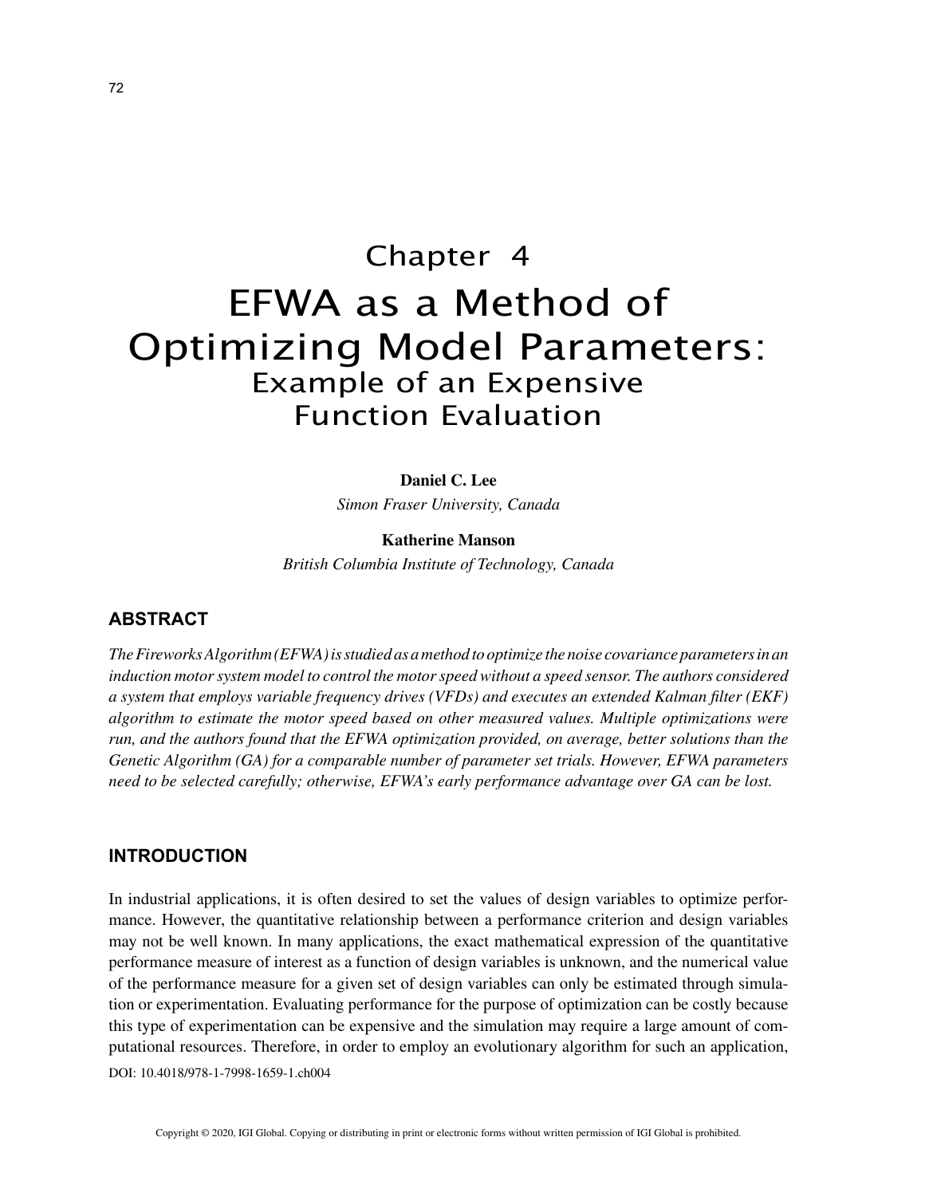# Chapter 4

# EFWA as a Method of Optimizing Model Parameters:

## Example of an Expensive Function Evaluation

**Daniel C. Lee**

*Simon Fraser University, Canada*

**Katherine Manson**

*British Columbia Institute of Technology, Canada*

## ABSTRACT

*The Fireworks Algorithm (EFWA) is studied as a method to optimize the noise covariance parameters in an induction motor system model to control the motor speed without a speed sensor. The authors considered a system that employs variable frequency drives (VFDs) and executes an extended Kalman filter (EKF) algorithm to estimate the motor speed based on other measured values. Multiple optimizations were run, and the authors found that the EFWA optimization provided, on average, better solutions than the Genetic Algorithm (GA) for a comparable number of parameter set trials. However, EFWA parameters need to be selected carefully; otherwise, EFWA's early performance advantage over GA can be lost.*

## INTRODUCTION

In industrial applications, it is often desired to set the values of design variables to optimize performance. However, the quantitative relationship between a performance criterion and design variables may not be well known. In many applications, the exact mathematical expression of the quantitative performance measure of interest as a function of design variables is unknown, and the numerical value of the performance measure for a given set of design variables can only be estimated through simulation or experimentation. Evaluating performance for the purpose of optimization can be costly because this type of experimentation can be expensive and the simulation may require a large amount of computational resources. Therefore, in order to employ an evolutionary algorithm for such an application,

DOI: 10.4018/978-1-7998-1659-1.ch004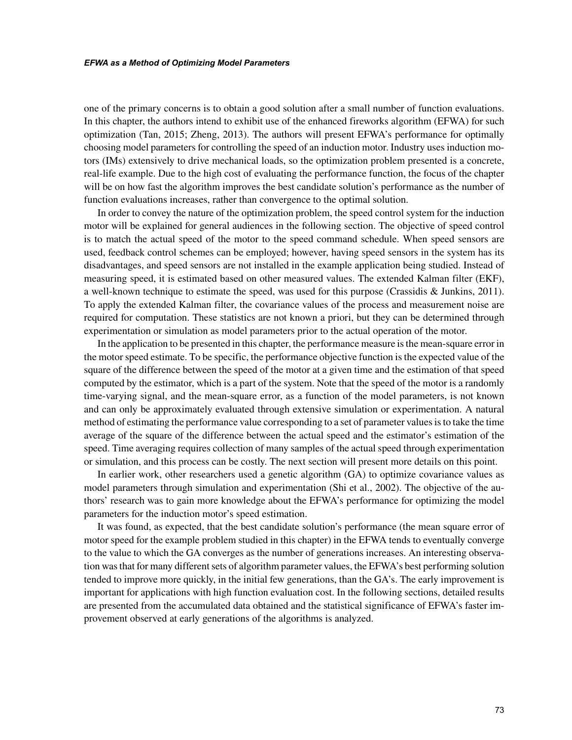one of the primary concerns is to obtain a good solution after a small number of function evaluations. In this chapter, the authors intend to exhibit use of the enhanced fireworks algorithm (EFWA) for such optimization (Tan, 2015; Zheng, 2013). The authors will present EFWA's performance for optimally choosing model parameters for controlling the speed of an induction motor. Industry uses induction motors (IMs) extensively to drive mechanical loads, so the optimization problem presented is a concrete, real-life example. Due to the high cost of evaluating the performance function, the focus of the chapter will be on how fast the algorithm improves the best candidate solution's performance as the number of function evaluations increases, rather than convergence to the optimal solution.

In order to convey the nature of the optimization problem, the speed control system for the induction motor will be explained for general audiences in the following section. The objective of speed control is to match the actual speed of the motor to the speed command schedule. When speed sensors are used, feedback control schemes can be employed; however, having speed sensors in the system has its disadvantages, and speed sensors are not installed in the example application being studied. Instead of measuring speed, it is estimated based on other measured values. The extended Kalman filter (EKF), a well-known technique to estimate the speed, was used for this purpose (Crassidis & Junkins, 2011). To apply the extended Kalman filter, the covariance values of the process and measurement noise are required for computation. These statistics are not known a priori, but they can be determined through experimentation or simulation as model parameters prior to the actual operation of the motor.

In the application to be presented in this chapter, the performance measure is the mean-square error in the motor speed estimate. To be specific, the performance objective function is the expected value of the square of the difference between the speed of the motor at a given time and the estimation of that speed computed by the estimator, which is a part of the system. Note that the speed of the motor is a randomly time-varying signal, and the mean-square error, as a function of the model parameters, is not known and can only be approximately evaluated through extensive simulation or experimentation. A natural method of estimating the performance value corresponding to a set of parameter values is to take the time average of the square of the difference between the actual speed and the estimator's estimation of the speed. Time averaging requires collection of many samples of the actual speed through experimentation or simulation, and this process can be costly. The next section will present more details on this point.

In earlier work, other researchers used a genetic algorithm (GA) to optimize covariance values as model parameters through simulation and experimentation (Shi et al., 2002). The objective of the authors' research was to gain more knowledge about the EFWA's performance for optimizing the model parameters for the induction motor's speed estimation.

It was found, as expected, that the best candidate solution's performance (the mean square error of motor speed for the example problem studied in this chapter) in the EFWA tends to eventually converge to the value to which the GA converges as the number of generations increases. An interesting observation was that for many different sets of algorithm parameter values, the EFWA's best performing solution tended to improve more quickly, in the initial few generations, than the GA's. The early improvement is important for applications with high function evaluation cost. In the following sections, detailed results are presented from the accumulated data obtained and the statistical significance of EFWA's faster improvement observed at early generations of the algorithms is analyzed.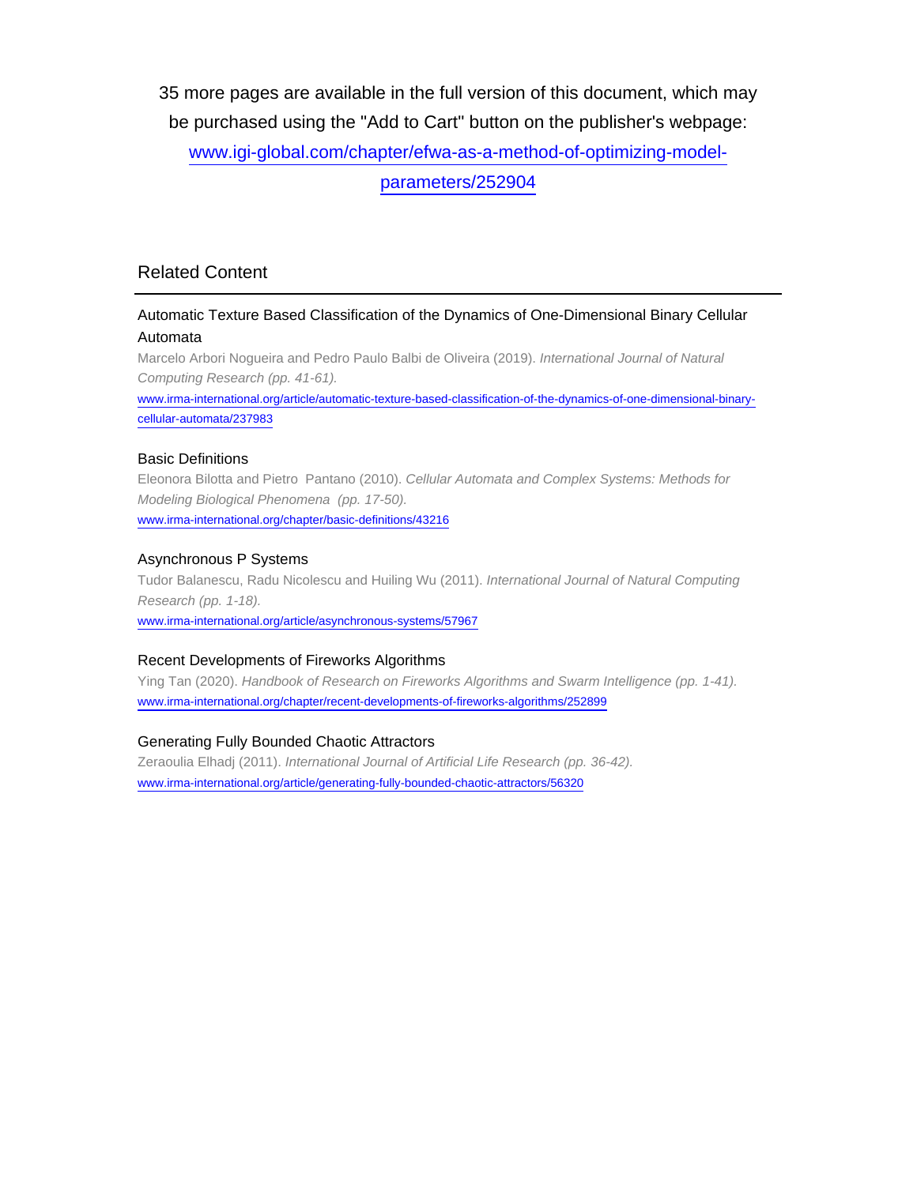35 more pages are available in the full version of this document, which may be purchased using the "Add to Cart" button on the publisher's webpage: www.igi-global.com/chapter/efwa-as-a-method-of-optimizing-model-parameters/252904

## Related Content

### Automatic Texture Based Classification of the Dynamics of One-Dimensional Binary Cellular Automata

Marcelo Arbori Nogueira and Pedro Paulo Balbi de Oliveira (2019). *International Journal of Natural Computing Research (pp. 41-61).*

www.irma-international.org/article/automatic-texture-based-classification-of-the-dynamics-of-one-dimensional-binary-cellular-automata/237983

### Basic Definitions

Eleonora Bilotta and Pietro Pantano (2010). *Cellular Automata and Complex Systems: Methods for Modeling Biological Phenomena (pp. 17-50).*

www.irma-international.org/chapter/basic-definitions/43216

### Asynchronous P Systems

Tudor Balanescu, Radu Nicolescu and Huiling Wu (2011). *International Journal of Natural Computing Research (pp. 1-18).*

www.irma-international.org/article/asynchronous-systems/57967

### Recent Developments of Fireworks Algorithms

Ying Tan (2020). *Handbook of Research on Fireworks Algorithms and Swarm Intelligence (pp. 1-41).*

www.irma-international.org/chapter/recent-developments-of-fireworks-algorithms/252899

### Generating Fully Bounded Chaotic Attractors

Zeraoulia Elhadj (2011). *International Journal of Artificial Life Research (pp. 36-42).*

www.irma-international.org/article/generating-fully-bounded-chaotic-attractors/56320